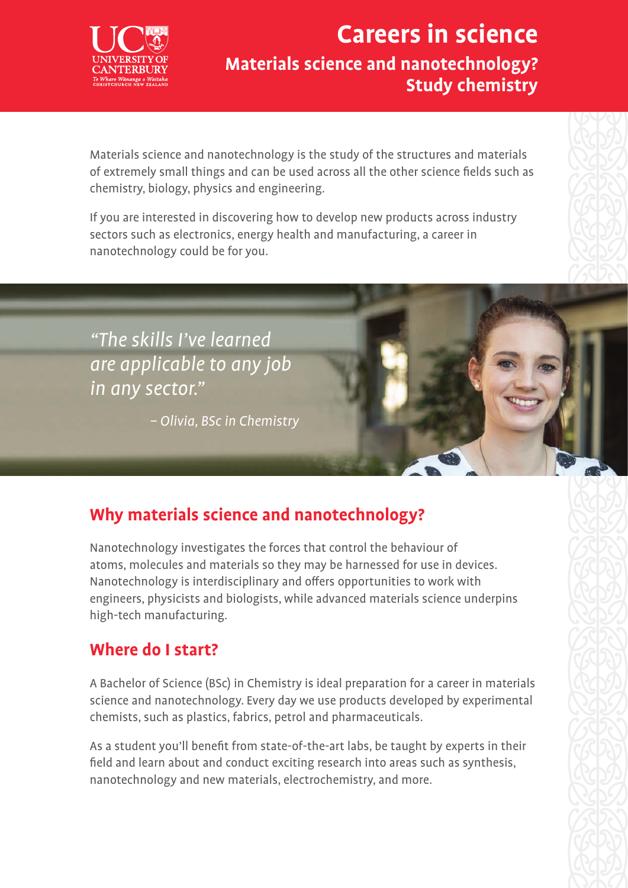# Careers in science

## Materials science and nanotechnology? Study chemistry

Materials science and nanotechnology is the study of the structures and materials of extremely small things and can be used across all the other science fields such as chemistry, biology, physics and engineering.

If you are interested in discovering how to develop new products across industry sectors such as electronics, energy health and manufacturing, a career in nanotechnology could be for you.

*"The skills I've learned are applicable to any job in any sector."*

*– Olivia, BSc in Chemistry*

## Why materials science and nanotechnology?

Nanotechnology investigates the forces that control the behaviour of atoms, molecules and materials so they may be harnessed for use in devices. Nanotechnology is interdisciplinary and offers opportunities to work with engineers, physicists and biologists, while advanced materials science underpins high-tech manufacturing.

## Where do I start?

A Bachelor of Science (BSc) in Chemistry is ideal preparation for a career in materials science and nanotechnology. Every day we use products developed by experimental chemists, such as plastics, fabrics, petrol and pharmaceuticals.

As a student you'll benefit from state-of-the-art labs, be taught by experts in their field and learn about and conduct exciting research into areas such as synthesis, nanotechnology and new materials, electrochemistry, and more.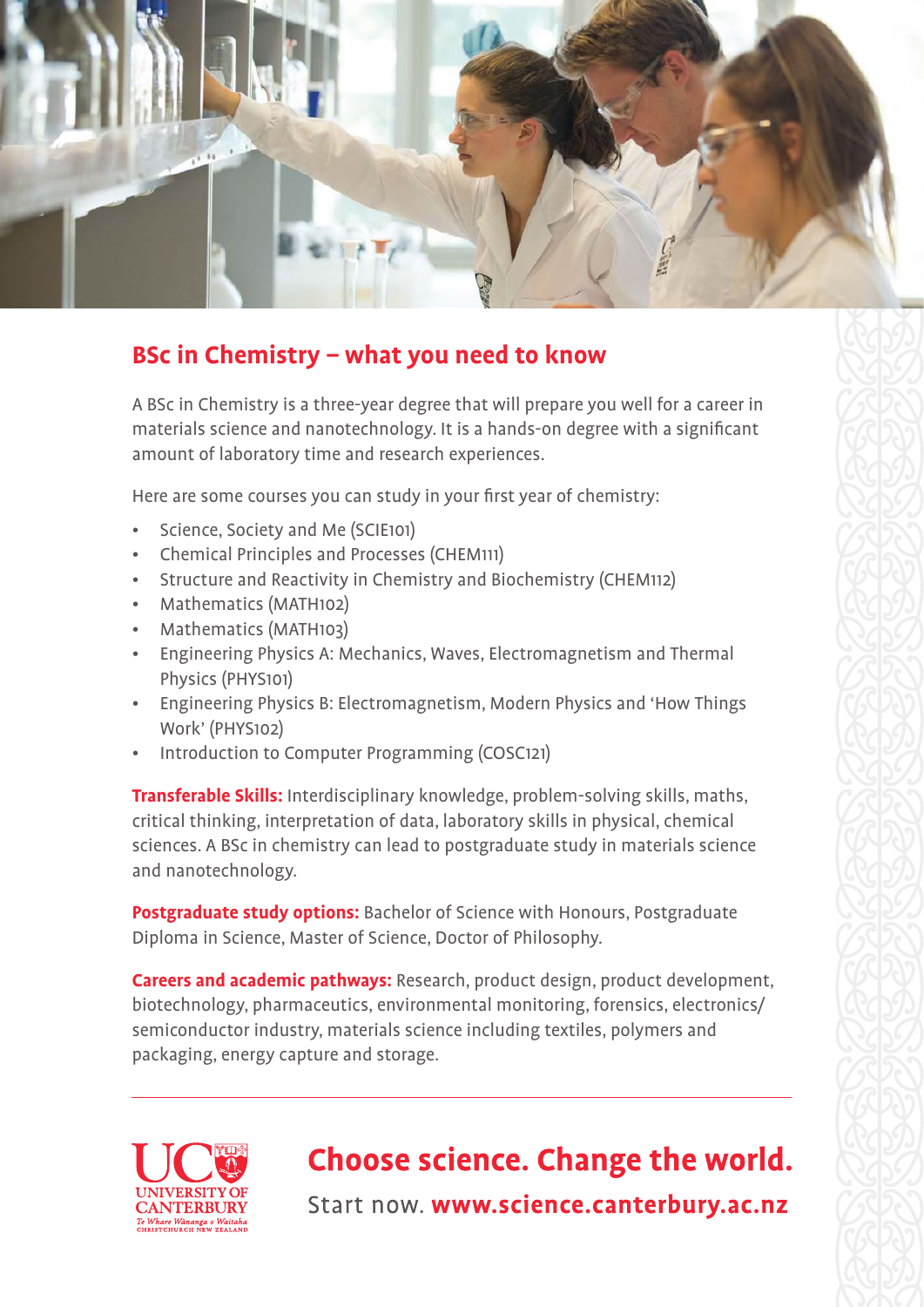## BSc in Chemistry – what you need to know

A BSc in Chemistry is a three-year degree that will prepare you well for a career in materials science and nanotechnology. It is a hands-on degree with a significant amount of laboratory time and research experiences.

Here are some courses you can study in your first year of chemistry:

- Science, Society and Me (SCIE101)
- Chemical Principles and Processes (CHEM111)
- Structure and Reactivity in Chemistry and Biochemistry (CHEM112)
- Mathematics (MATH102)
- Mathematics (MATH103)
- Engineering Physics A: Mechanics, Waves, Electromagnetism and Thermal Physics (PHYS101)
- Engineering Physics B: Electromagnetism, Modern Physics and 'How Things Work' (PHYS102)
- Introduction to Computer Programming (COSC121)

**Transferable Skills:** Interdisciplinary knowledge, problem-solving skills, maths, critical thinking, interpretation of data, laboratory skills in physical, chemical sciences. A BSc in chemistry can lead to postgraduate study in materials science and nanotechnology.

**Postgraduate study options:** Bachelor of Science with Honours, Postgraduate Diploma in Science, Master of Science, Doctor of Philosophy.

**Careers and academic pathways:** Research, product design, product development, biotechnology, pharmaceutics, environmental monitoring, forensics, electronics/semiconductor industry, materials science including textiles, polymers and packaging, energy capture and storage.

---

UC University of Canterbury
*Te Whare Wānanga o Waitaha*
Christchurch New Zealand

**Choose science. Change the world.**

Start now. **www.science.canterbury.ac.nz**